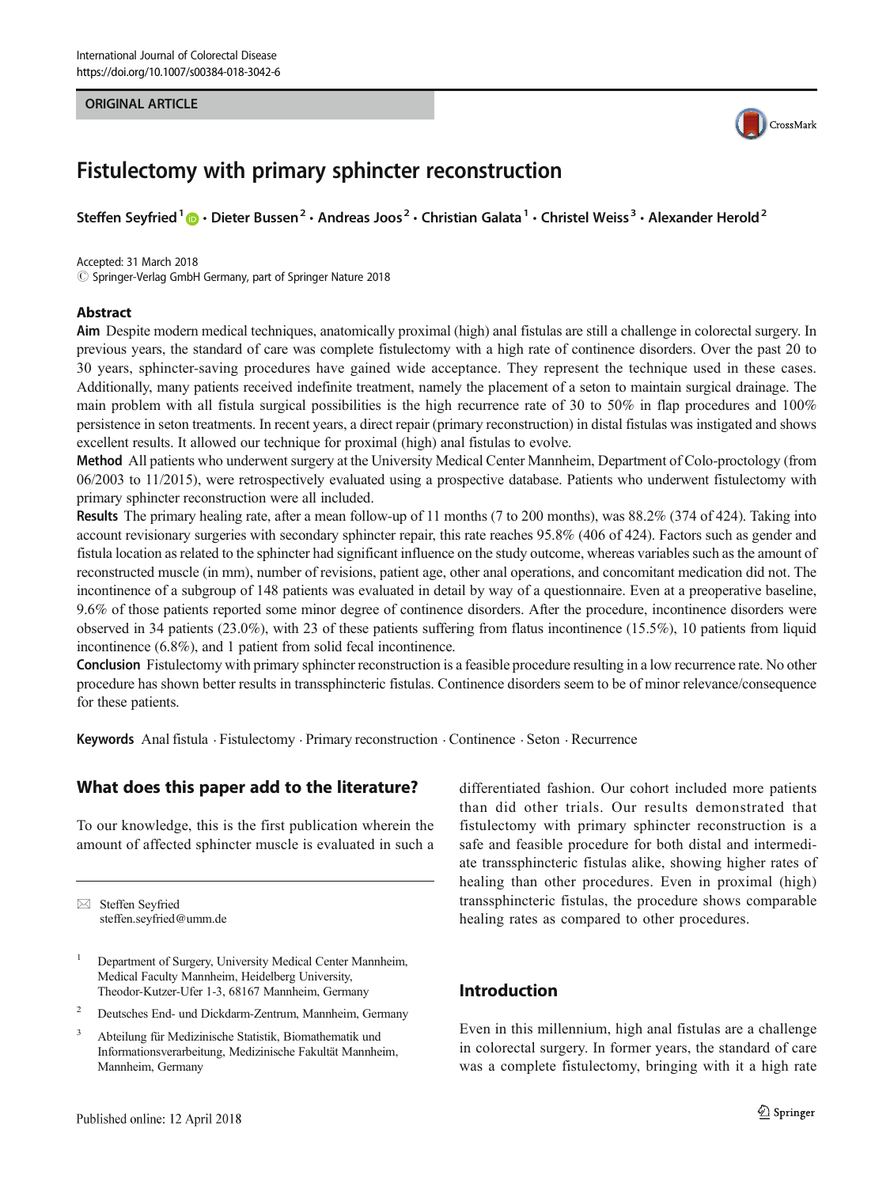ORIGINAL ARTICLE

# Fistulectomy with primary sphincter reconstruction

**Steffen Seyfried[1] · Dieter Bussen[2] · Andreas Joos[2] · Christian Galata[1] · Christel Weiss[3] · Alexander Herold[2]**

Accepted: 31 March 2018
© Springer-Verlag GmbH Germany, part of Springer Nature 2018

## Abstract

**Aim** Despite modern medical techniques, anatomically proximal (high) anal fistulas are still a challenge in colorectal surgery. In previous years, the standard of care was complete fistulectomy with a high rate of continence disorders. Over the past 20 to 30 years, sphincter-saving procedures have gained wide acceptance. They represent the technique used in these cases. Additionally, many patients received indefinite treatment, namely the placement of a seton to maintain surgical drainage. The main problem with all fistula surgical possibilities is the high recurrence rate of 30 to 50% in flap procedures and 100% persistence in seton treatments. In recent years, a direct repair (primary reconstruction) in distal fistulas was instigated and shows excellent results. It allowed our technique for proximal (high) anal fistulas to evolve.

**Method** All patients who underwent surgery at the University Medical Center Mannheim, Department of Colo-proctology (from 06/2003 to 11/2015), were retrospectively evaluated using a prospective database. Patients who underwent fistulectomy with primary sphincter reconstruction were all included.

**Results** The primary healing rate, after a mean follow-up of 11 months (7 to 200 months), was 88.2% (374 of 424). Taking into account revisionary surgeries with secondary sphincter repair, this rate reaches 95.8% (406 of 424). Factors such as gender and fistula location as related to the sphincter had significant influence on the study outcome, whereas variables such as the amount of reconstructed muscle (in mm), number of revisions, patient age, other anal operations, and concomitant medication did not. The incontinence of a subgroup of 148 patients was evaluated in detail by way of a questionnaire. Even at a preoperative baseline, 9.6% of those patients reported some minor degree of continence disorders. After the procedure, incontinence disorders were observed in 34 patients (23.0%), with 23 of these patients suffering from flatus incontinence (15.5%), 10 patients from liquid incontinence (6.8%), and 1 patient from solid fecal incontinence.

**Conclusion** Fistulectomy with primary sphincter reconstruction is a feasible procedure resulting in a low recurrence rate. No other procedure has shown better results in transsphincteric fistulas. Continence disorders seem to be of minor relevance/consequence for these patients.

**Keywords** Anal fistula · Fistulectomy · Primary reconstruction · Continence · Seton · Recurrence

## What does this paper add to the literature?

To our knowledge, this is the first publication wherein the amount of affected sphincter muscle is evaluated in such a differentiated fashion. Our cohort included more patients than did other trials. Our results demonstrated that fistulectomy with primary sphincter reconstruction is a safe and feasible procedure for both distal and intermediate transsphincteric fistulas alike, showing higher rates of healing than other procedures. Even in proximal (high) transsphincteric fistulas, the procedure shows comparable healing rates as compared to other procedures.

## Introduction

Even in this millennium, high anal fistulas are a challenge in colorectal surgery. In former years, the standard of care was a complete fistulectomy, bringing with it a high rate

---

✉ Steffen Seyfried
steffen.seyfried@umm.de

[1] Department of Surgery, University Medical Center Mannheim, Medical Faculty Mannheim, Heidelberg University, Theodor-Kutzer-Ufer 1-3, 68167 Mannheim, Germany

[2] Deutsches End- und Dickdarm-Zentrum, Mannheim, Germany

[3] Abteilung für Medizinische Statistik, Biomathematik und Informationsverarbeitung, Medizinische Fakultät Mannheim, Mannheim, Germany

Published online: 12 April 2018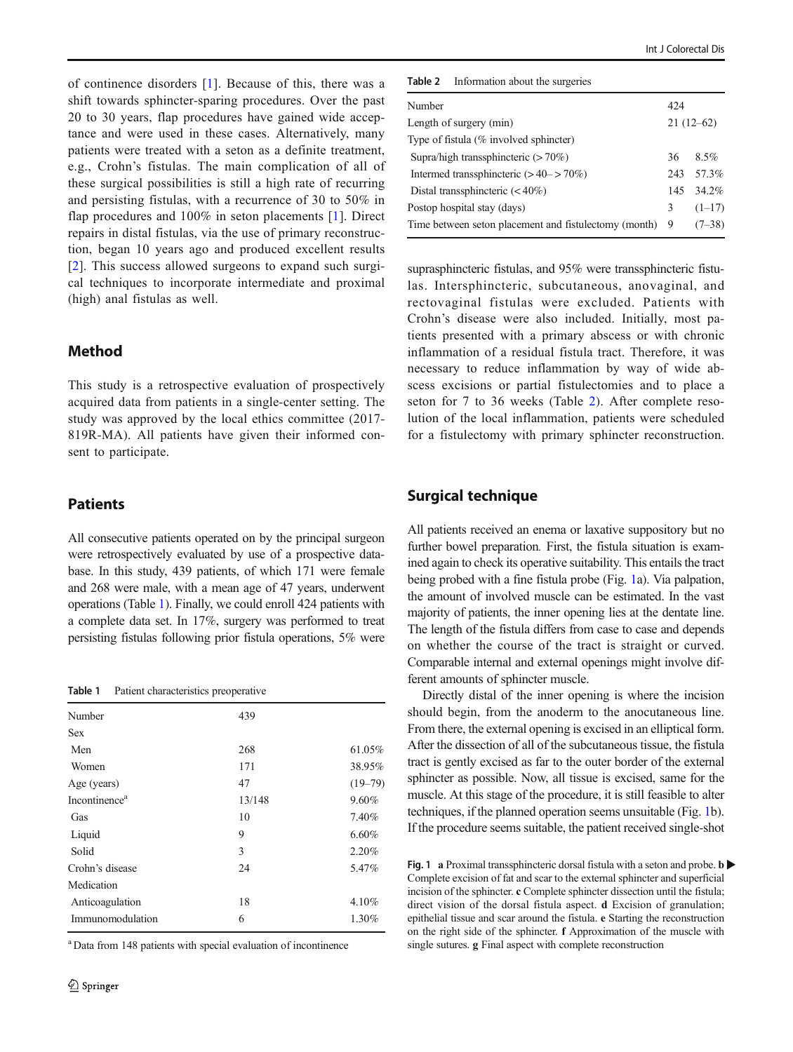of continence disorders [1]. Because of this, there was a shift towards sphincter-sparing procedures. Over the past 20 to 30 years, flap procedures have gained wide acceptance and were used in these cases. Alternatively, many patients were treated with a seton as a definite treatment, e.g., Crohn's fistulas. The main complication of all of these surgical possibilities is still a high rate of recurring and persisting fistulas, with a recurrence of 30 to 50% in flap procedures and 100% in seton placements [1]. Direct repairs in distal fistulas, via the use of primary reconstruction, began 10 years ago and produced excellent results [2]. This success allowed surgeons to expand such surgical techniques to incorporate intermediate and proximal (high) anal fistulas as well.

## Method

This study is a retrospective evaluation of prospectively acquired data from patients in a single-center setting. The study was approved by the local ethics committee (2017-819R-MA). All patients have given their informed consent to participate.

## Patients

All consecutive patients operated on by the principal surgeon were retrospectively evaluated by use of a prospective database. In this study, 439 patients, of which 171 were female and 268 were male, with a mean age of 47 years, underwent operations (Table 1). Finally, we could enroll 424 patients with a complete data set. In 17%, surgery was performed to treat persisting fistulas following prior fistula operations, 5% were suprasphincteric fistulas, and 95% were transsphincteric fistulas. Intersphincteric, subcutaneous, anovaginal, and rectovaginal fistulas were excluded. Patients with Crohn's disease were also included. Initially, most patients presented with a primary abscess or with chronic inflammation of a residual fistula tract. Therefore, it was necessary to reduce inflammation by way of wide abscess excisions or partial fistulectomies and to place a seton for 7 to 36 weeks (Table 2). After complete resolution of the local inflammation, patients were scheduled for a fistulectomy with primary sphincter reconstruction.

**Table 1** Patient characteristics preoperative

| | | |
|---|---|---|
| Number | 439 | |
| Sex | | |
| Men | 268 | 61.05% |
| Women | 171 | 38.95% |
| Age (years) | 47 | (19–79) |
| Incontinence[a] | 13/148 | 9.60% |
| Gas | 10 | 7.40% |
| Liquid | 9 | 6.60% |
| Solid | 3 | 2.20% |
| Crohn's disease | 24 | 5.47% |
| Medication | | |
| Anticoagulation | 18 | 4.10% |
| Immunomodulation | 6 | 1.30% |

[a] Data from 148 patients with special evaluation of incontinence

**Table 2** Information about the surgeries

| | | |
|---|---|---|
| Number | 424 | |
| Length of surgery (min) | 21 (12–62) | |
| Type of fistula (% involved sphincter) | | |
| Supra/high transsphincteric (> 70%) | 36 | 8.5% |
| Intermed transsphincteric (> 40– > 70%) | 243 | 57.3% |
| Distal transsphincteric (< 40%) | 145 | 34.2% |
| Postop hospital stay (days) | 3 | (1–17) |
| Time between seton placement and fistulectomy (month) | 9 | (7–38) |

## Surgical technique

All patients received an enema or laxative suppository but no further bowel preparation. First, the fistula situation is examined again to check its operative suitability. This entails the tract being probed with a fine fistula probe (Fig. 1a). Via palpation, the amount of involved muscle can be estimated. In the vast majority of patients, the inner opening lies at the dentate line. The length of the fistula differs from case to case and depends on whether the course of the tract is straight or curved. Comparable internal and external openings might involve different amounts of sphincter muscle.

Directly distal of the inner opening is where the incision should begin, from the anoderm to the anocutaneous line. From there, the external opening is excised in an elliptical form. After the dissection of all of the subcutaneous tissue, the fistula tract is gently excised as far to the outer border of the external sphincter as possible. Now, all tissue is excised, same for the muscle. At this stage of the procedure, it is still feasible to alter techniques, if the planned operation seems unsuitable (Fig. 1b). If the procedure seems suitable, the patient received single-shot

**Fig. 1** **a** Proximal transsphincteric dorsal fistula with a seton and probe. **b** Complete excision of fat and scar to the external sphincter and superficial incision of the sphincter. **c** Complete sphincter dissection until the fistula; direct vision of the dorsal fistula aspect. **d** Excision of granulation; epithelial tissue and scar around the fistula. **e** Starting the reconstruction on the right side of the sphincter. **f** Approximation of the muscle with single sutures. **g** Final aspect with complete reconstruction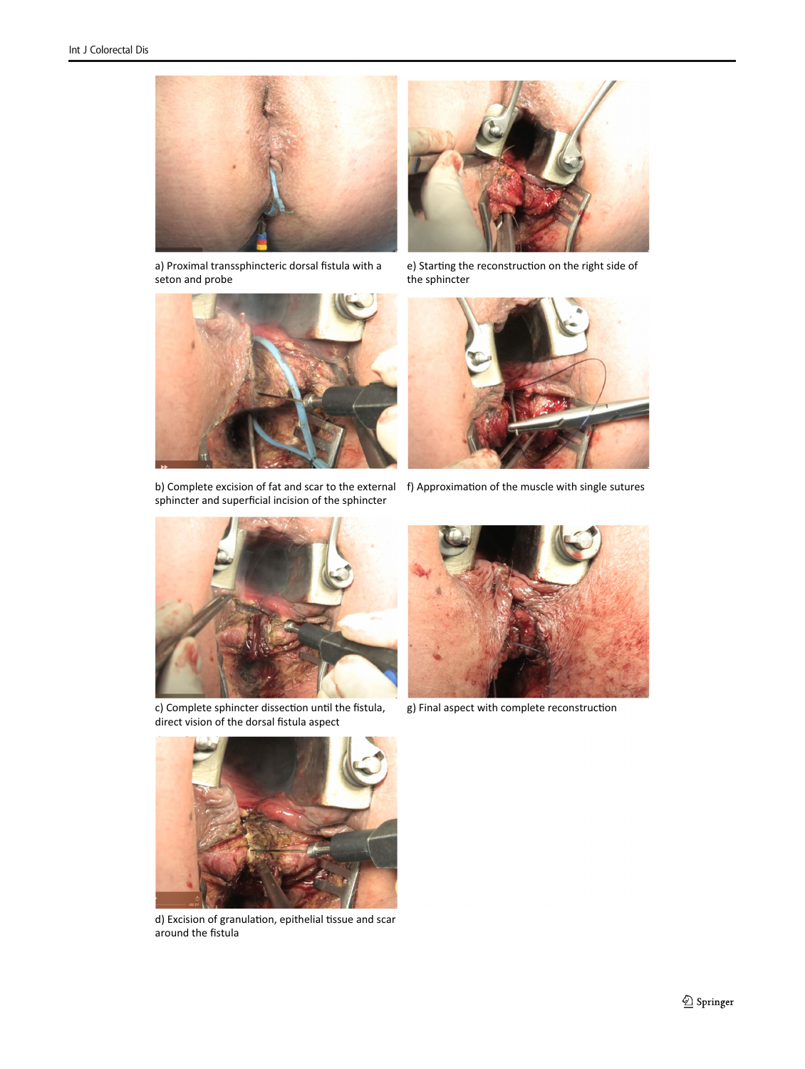a) Proximal transsphincteric dorsal fistula with a seton and probe

b) Complete excision of fat and scar to the external sphincter and superficial incision of the sphincter

c) Complete sphincter dissection until the fistula, direct vision of the dorsal fistula aspect

d) Excision of granulation, epithelial tissue and scar around the fistula

e) Starting the reconstruction on the right side of the sphincter

f) Approximation of the muscle with single sutures

g) Final aspect with complete reconstruction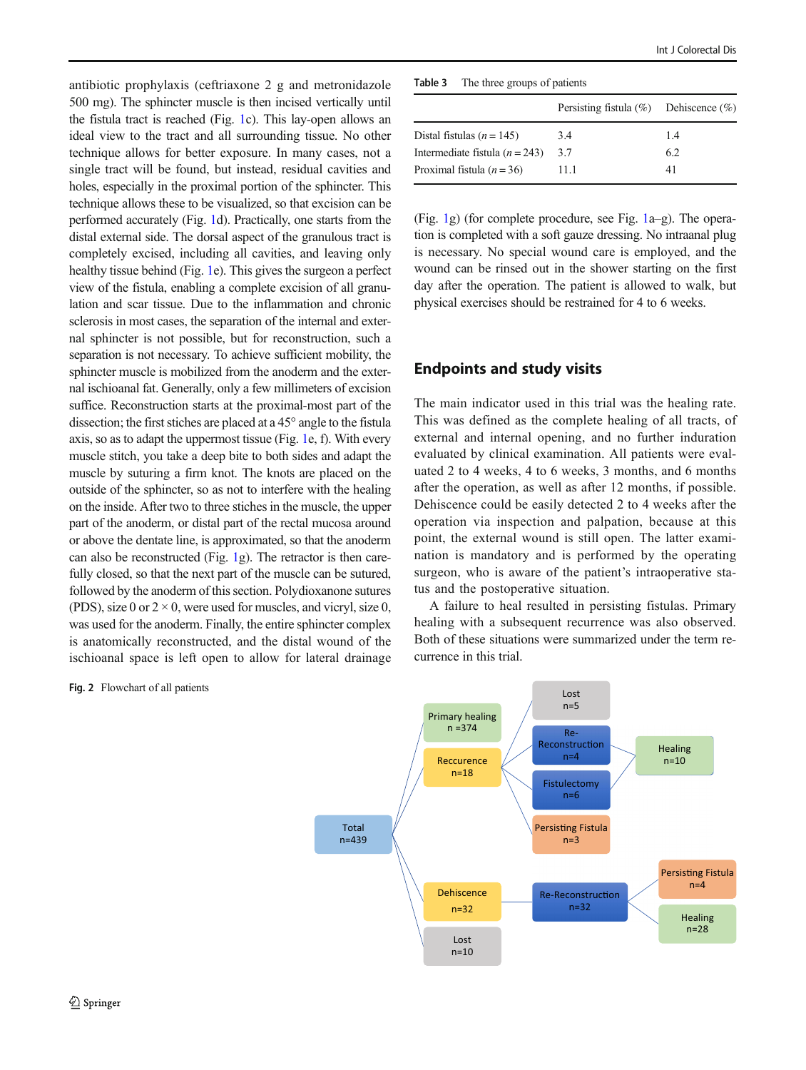antibiotic prophylaxis (ceftriaxone 2 g and metronidazole 500 mg). The sphincter muscle is then incised vertically until the fistula tract is reached (Fig. 1c). This lay-open allows an ideal view to the tract and all surrounding tissue. No other technique allows for better exposure. In many cases, not a single tract will be found, but instead, residual cavities and holes, especially in the proximal portion of the sphincter. This technique allows these to be visualized, so that excision can be performed accurately (Fig. 1d). Practically, one starts from the distal external side. The dorsal aspect of the granulous tract is completely excised, including all cavities, and leaving only healthy tissue behind (Fig. 1e). This gives the surgeon a perfect view of the fistula, enabling a complete excision of all granulation and scar tissue. Due to the inflammation and chronic sclerosis in most cases, the separation of the internal and external sphincter is not possible, but for reconstruction, such a separation is not necessary. To achieve sufficient mobility, the sphincter muscle is mobilized from the anoderm and the external ischioanal fat. Generally, only a few millimeters of excision suffice. Reconstruction starts at the proximal-most part of the dissection; the first stiches are placed at a 45° angle to the fistula axis, so as to adapt the uppermost tissue (Fig. 1e, f). With every muscle stitch, you take a deep bite to both sides and adapt the muscle by suturing a firm knot. The knots are placed on the outside of the sphincter, so as not to interfere with the healing on the inside. After two to three stiches in the muscle, the upper part of the anoderm, or distal part of the rectal mucosa around or above the dentate line, is approximated, so that the anoderm can also be reconstructed (Fig. 1g). The retractor is then carefully closed, so that the next part of the muscle can be sutured, followed by the anoderm of this section. Polydioxanone sutures (PDS), size 0 or 2 × 0, were used for muscles, and vicryl, size 0, was used for the anoderm. Finally, the entire sphincter complex is anatomically reconstructed, and the distal wound of the ischioanal space is left open to allow for lateral drainage (Fig. 1g) (for complete procedure, see Fig. 1a–g). The operation is completed with a soft gauze dressing. No intraanal plug is necessary. No special wound care is employed, and the wound can be rinsed out in the shower starting on the first day after the operation. The patient is allowed to walk, but physical exercises should be restrained for 4 to 6 weeks.

**Table 3** The three groups of patients

| | Persisting fistula (%) | Dehiscence (%) |
|---|---|---|
| Distal fistulas (*n* = 145) | 3.4 | 1.4 |
| Intermediate fistula (*n* = 243) | 3.7 | 6.2 |
| Proximal fistula (*n* = 36) | 11.1 | 41 |

## Endpoints and study visits

The main indicator used in this trial was the healing rate. This was defined as the complete healing of all tracts, of external and internal opening, and no further induration evaluated by clinical examination. All patients were evaluated 2 to 4 weeks, 4 to 6 weeks, 3 months, and 6 months after the operation, as well as after 12 months, if possible. Dehiscence could be easily detected 2 to 4 weeks after the operation via inspection and palpation, because at this point, the external wound is still open. The latter examination is mandatory and is performed by the operating surgeon, who is aware of the patient's intraoperative status and the postoperative situation.

A failure to heal resulted in persisting fistulas. Primary healing with a subsequent recurrence was also observed. Both of these situations were summarized under the term recurrence in this trial.

**Fig. 2** Flowchart of all patients

- Total n=439
  - Primary healing n=374
  - Reccurence n=18
    - Lost n=5
    - Re-Reconstruction n=4 → Healing n=10
    - Fistulectomy n=6 → Healing n=10
    - Persisting Fistula n=3
  - Dehiscence n=32
    - Re-Reconstruction n=32
      - Persisting Fistula n=4
      - Healing n=28
  - Lost n=10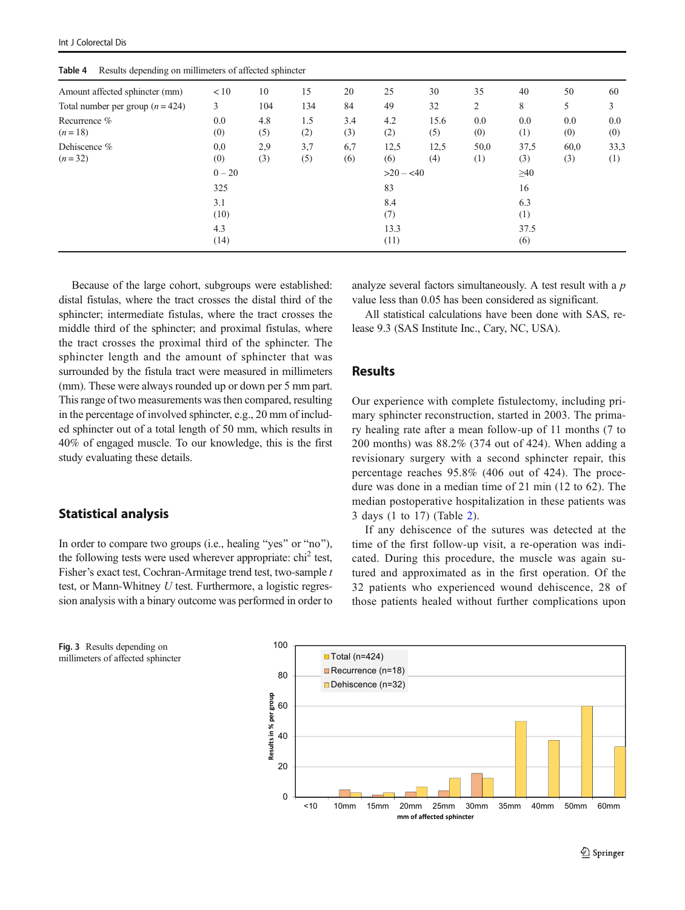**Table 4** Results depending on millimeters of affected sphincter

| Amount affected sphincter (mm) | < 10 | 10 | 15 | 20 | 25 | 30 | 35 | 40 | 50 | 60 |
|---|---|---|---|---|---|---|---|---|---|---|
| Total number per group ($n = 424$) | 3 | 104 | 134 | 84 | 49 | 32 | 2 | 8 | 5 | 3 |
| Recurrence % ($n = 18$) | 0.0 (0) | 4.8 (5) | 1.5 (2) | 3.4 (3) | 4.2 (2) | 15.6 (5) | 0.0 (0) | 0.0 (1) | 0.0 (0) | 0.0 (0) |
| Dehiscence % ($n = 32$) | 0,0 (0) | 2,9 (3) | 3,7 (5) | 6,7 (6) | 12,5 (6) | 12,5 (4) | 50,0 (1) | 37,5 (3) | 60,0 (3) | 33,3 (1) |
| | 0 – 20 | | | | >20 – <40 | | | ≥40 | | |
| | 325 | | | | 83 | | | 16 | | |
| | 3.1 (10) | | | | 8.4 (7) | | | 6.3 (1) | | |
| | 4.3 (14) | | | | 13.3 (11) | | | 37.5 (6) | | |

Because of the large cohort, subgroups were established: distal fistulas, where the tract crosses the distal third of the sphincter; intermediate fistulas, where the tract crosses the middle third of the sphincter; and proximal fistulas, where the tract crosses the proximal third of the sphincter. The sphincter length and the amount of sphincter that was surrounded by the fistula tract were measured in millimeters (mm). These were always rounded up or down per 5 mm part. This range of two measurements was then compared, resulting in the percentage of involved sphincter, e.g., 20 mm of included sphincter out of a total length of 50 mm, which results in 40% of engaged muscle. To our knowledge, this is the first study evaluating these details.

## Statistical analysis

In order to compare two groups (i.e., healing "yes" or "no"), the following tests were used wherever appropriate: chi$^2$ test, Fisher's exact test, Cochran-Armitage trend test, two-sample *t* test, or Mann-Whitney *U* test. Furthermore, a logistic regression analysis with a binary outcome was performed in order to analyze several factors simultaneously. A test result with a *p* value less than 0.05 has been considered as significant.

All statistical calculations have been done with SAS, release 9.3 (SAS Institute Inc., Cary, NC, USA).

## Results

Our experience with complete fistulectomy, including primary sphincter reconstruction, started in 2003. The primary healing rate after a mean follow-up of 11 months (7 to 200 months) was 88.2% (374 out of 424). When adding a revisionary surgery with a second sphincter repair, this percentage reaches 95.8% (406 out of 424). The procedure was done in a median time of 21 min (12 to 62). The median postoperative hospitalization in these patients was 3 days (1 to 17) (Table 2).

If any dehiscence of the sutures was detected at the time of the first follow-up visit, a re-operation was indicated. During this procedure, the muscle was again sutured and approximated as in the first operation. Of the 32 patients who experienced wound dehiscence, 28 of those patients healed without further complications upon

**Fig. 3** Results depending on millimeters of affected sphincter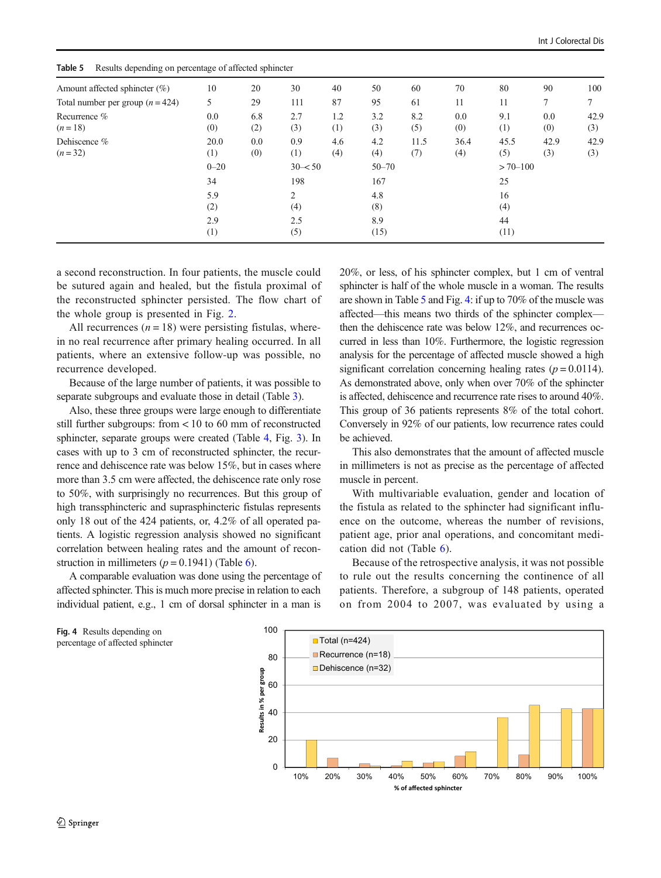**Table 5** Results depending on percentage of affected sphincter

| Amount affected sphincter (%) | 10 | 20 | 30 | 40 | 50 | 60 | 70 | 80 | 90 | 100 |
|---|---|---|---|---|---|---|---|---|---|---|
| Total number per group ($n = 424$) | 5 | 29 | 111 | 87 | 95 | 61 | 11 | 11 | 7 | 7 |
| Recurrence % ($n = 18$) | 0.0 (0) | 6.8 (2) | 2.7 (3) | 1.2 (1) | 3.2 (3) | 8.2 (5) | 0.0 (0) | 9.1 (1) | 0.0 (0) | 42.9 (3) |
| Dehiscence % ($n = 32$) | 20.0 (1) | 0.0 (0) | 0.9 (1) | 4.6 (4) | 4.2 (4) | 11.5 (7) | 36.4 (4) | 45.5 (5) | 42.9 (3) | 42.9 (3) |
| | 0–20 | | 30–< 50 | | 50–70 | | | > 70–100 | | |
| | 34 | | 198 | | 167 | | | 25 | | |
| | 5.9 (2) | | 2 (4) | | 4.8 (8) | | | 16 (4) | | |
| | 2.9 (1) | | 2.5 (5) | | 8.9 (15) | | | 44 (11) | | |

a second reconstruction. In four patients, the muscle could be sutured again and healed, but the fistula proximal of the reconstructed sphincter persisted. The flow chart of the whole group is presented in Fig. 2.

All recurrences ($n = 18$) were persisting fistulas, wherein no real recurrence after primary healing occurred. In all patients, where an extensive follow-up was possible, no recurrence developed.

Because of the large number of patients, it was possible to separate subgroups and evaluate those in detail (Table 3).

Also, these three groups were large enough to differentiate still further subgroups: from < 10 to 60 mm of reconstructed sphincter, separate groups were created (Table 4, Fig. 3). In cases with up to 3 cm of reconstructed sphincter, the recurrence and dehiscence rate was below 15%, but in cases where more than 3.5 cm were affected, the dehiscence rate only rose to 50%, with surprisingly no recurrences. But this group of high transsphincteric and suprasphincteric fistulas represents only 18 out of the 424 patients, or, 4.2% of all operated patients. A logistic regression analysis showed no significant correlation between healing rates and the amount of reconstruction in millimeters ($p = 0.1941$) (Table 6).

A comparable evaluation was done using the percentage of affected sphincter. This is much more precise in relation to each individual patient, e.g., 1 cm of dorsal sphincter in a man is 20%, or less, of his sphincter complex, but 1 cm of ventral sphincter is half of the whole muscle in a woman. The results are shown in Table 5 and Fig. 4: if up to 70% of the muscle was affected—this means two thirds of the sphincter complex—then the dehiscence rate was below 12%, and recurrences occurred in less than 10%. Furthermore, the logistic regression analysis for the percentage of affected muscle showed a high significant correlation concerning healing rates ($p = 0.0114$). As demonstrated above, only when over 70% of the sphincter is affected, dehiscence and recurrence rate rises to around 40%. This group of 36 patients represents 8% of the total cohort. Conversely in 92% of our patients, low recurrence rates could be achieved.

This also demonstrates that the amount of affected muscle in millimeters is not as precise as the percentage of affected muscle in percent.

With multivariable evaluation, gender and location of the fistula as related to the sphincter had significant influence on the outcome, whereas the number of revisions, patient age, prior anal operations, and concomitant medication did not (Table 6).

Because of the retrospective analysis, it was not possible to rule out the results concerning the continence of all patients. Therefore, a subgroup of 148 patients, operated on from 2004 to 2007, was evaluated by using a

**Fig. 4** Results depending on percentage of affected sphincter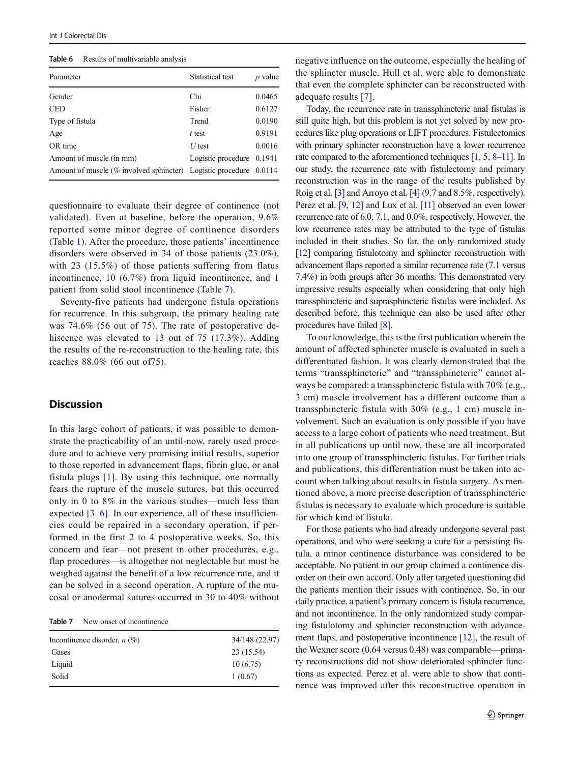Table 6 Results of multivariable analysis

| Parameter | Statistical test | $p$ value |
|---|---|---|
| Gender | Chi | 0.0465 |
| CED | Fisher | 0.6127 |
| Type of fistula | Trend | 0.0190 |
| Age | $t$ test | 0.9191 |
| OR time | $U$ test | 0.0016 |
| Amount of muscle (in mm) | Logistic procedure | 0.1941 |
| Amount of muscle (% involved sphincter) | Logistic procedure | 0.0114 |

questionnaire to evaluate their degree of continence (not validated). Even at baseline, before the operation, 9.6% reported some minor degree of continence disorders (Table 1). After the procedure, those patients' incontinence disorders were observed in 34 of those patients (23.0%), with 23 (15.5%) of those patients suffering from flatus incontinence, 10 (6.7%) from liquid incontinence, and 1 patient from solid stool incontinence (Table 7).

Seventy-five patients had undergone fistula operations for recurrence. In this subgroup, the primary healing rate was 74.6% (56 out of 75). The rate of postoperative dehiscence was elevated to 13 out of 75 (17.3%). Adding the results of the re-reconstruction to the healing rate, this reaches 88.0% (66 out of75).

## Discussion

In this large cohort of patients, it was possible to demonstrate the practicability of an until-now, rarely used procedure and to achieve very promising initial results, superior to those reported in advancement flaps, fibrin glue, or anal fistula plugs [1]. By using this technique, one normally fears the rupture of the muscle sutures, but this occurred only in 0 to 8% in the various studies—much less than expected [3–6]. In our experience, all of these insufficiencies could be repaired in a secondary operation, if performed in the first 2 to 4 postoperative weeks. So, this concern and fear—not present in other procedures, e.g., flap procedures—is altogether not neglectable but must be weighed against the benefit of a low recurrence rate, and it can be solved in a second operation. A rupture of the mucosal or anodermal sutures occurred in 30 to 40% without negative influence on the outcome, especially the healing of the sphincter muscle. Hull et al. were able to demonstrate that even the complete sphincter can be reconstructed with adequate results [7].

Table 7 New onset of incontinence

| | |
|---|---|
| Incontinence disorder, $n$ (%) | 34/148 (22.97) |
| Gases | 23 (15.54) |
| Liquid | 10 (6.75) |
| Solid | 1 (0.67) |

Today, the recurrence rate in transsphincteric anal fistulas is still quite high, but this problem is not yet solved by new procedures like plug operations or LIFT procedures. Fistulectomies with primary sphincter reconstruction have a lower recurrence rate compared to the aforementioned techniques [1, 5, 8–11]. In our study, the recurrence rate with fistulectomy and primary reconstruction was in the range of the results published by Roig et al. [3] and Arroyo et al. [4] (9.7 and 8.5%, respectively). Perez et al. [9, 12] and Lux et al. [11] observed an even lower recurrence rate of 6.0, 7.1, and 0.0%, respectively. However, the low recurrence rates may be attributed to the type of fistulas included in their studies. So far, the only randomized study [12] comparing fistulotomy and sphincter reconstruction with advancement flaps reported a similar recurrence rate (7.1 versus 7.4%) in both groups after 36 months. This demonstrated very impressive results especially when considering that only high transsphincteric and suprasphincteric fistulas were included. As described before, this technique can also be used after other procedures have failed [8].

To our knowledge, this is the first publication wherein the amount of affected sphincter muscle is evaluated in such a differentiated fashion. It was clearly demonstrated that the terms "transsphincteric" and "transsphincteric" cannot always be compared: a transsphincteric fistula with 70% (e.g., 3 cm) muscle involvement has a different outcome than a transsphincteric fistula with 30% (e.g., 1 cm) muscle involvement. Such an evaluation is only possible if you have access to a large cohort of patients who need treatment. But in all publications up until now, these are all incorporated into one group of transsphincteric fistulas. For further trials and publications, this differentiation must be taken into account when talking about results in fistula surgery. As mentioned above, a more precise description of transsphincteric fistulas is necessary to evaluate which procedure is suitable for which kind of fistula.

For those patients who had already undergone several past operations, and who were seeking a cure for a persisting fistula, a minor continence disturbance was considered to be acceptable. No patient in our group claimed a continence disorder on their own accord. Only after targeted questioning did the patients mention their issues with continence. So, in our daily practice, a patient's primary concern is fistula recurrence, and not incontinence. In the only randomized study comparing fistulotomy and sphincter reconstruction with advancement flaps, and postoperative incontinence [12], the result of the Wexner score (0.64 versus 0.48) was comparable—primary reconstructions did not show deteriorated sphincter functions as expected. Perez et al. were able to show that continence was improved after this reconstructive operation in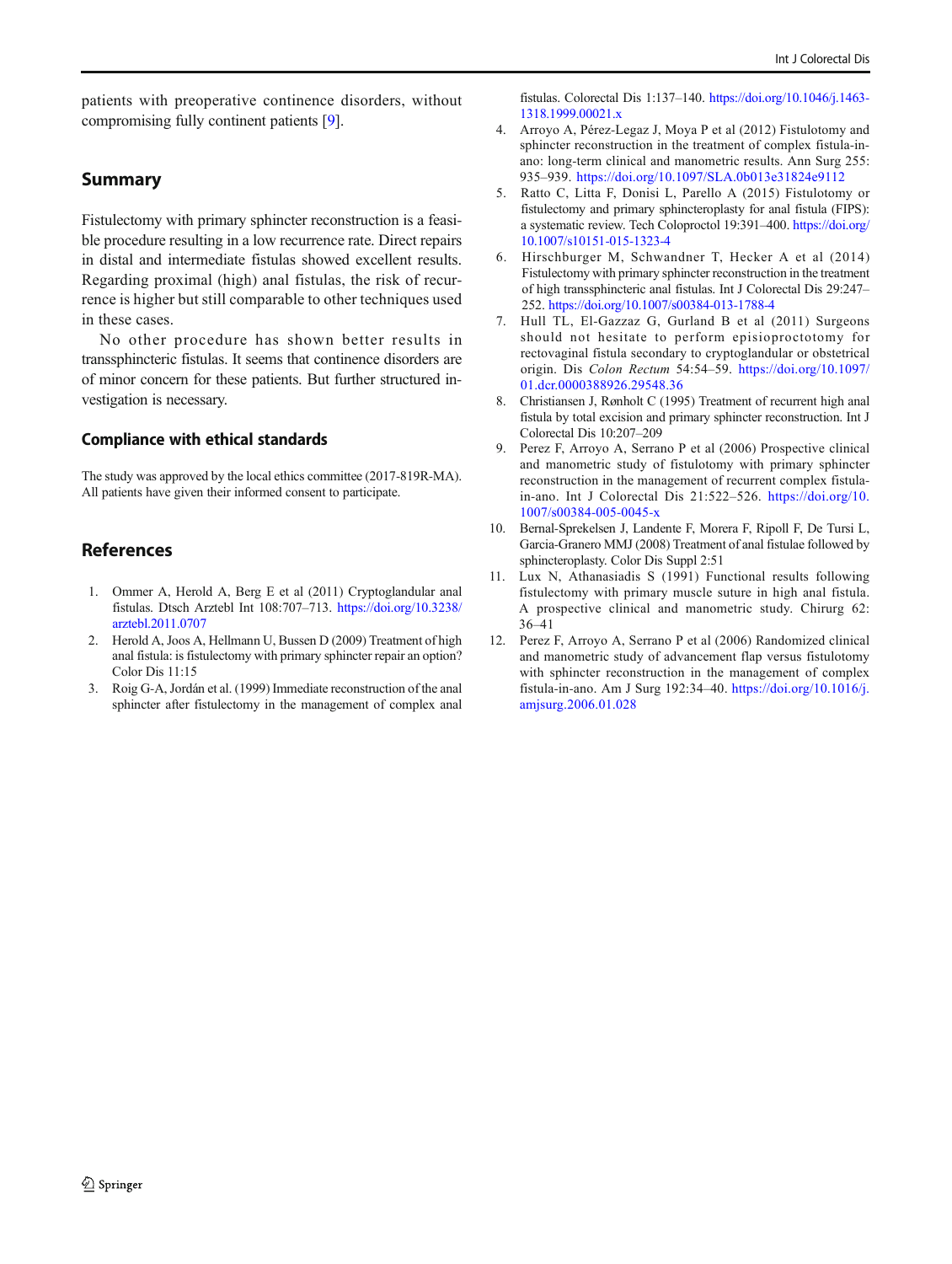patients with preoperative continence disorders, without compromising fully continent patients [9].

## Summary

Fistulectomy with primary sphincter reconstruction is a feasible procedure resulting in a low recurrence rate. Direct repairs in distal and intermediate fistulas showed excellent results. Regarding proximal (high) anal fistulas, the risk of recurrence is higher but still comparable to other techniques used in these cases.

No other procedure has shown better results in transsphincteric fistulas. It seems that continence disorders are of minor concern for these patients. But further structured investigation is necessary.

### Compliance with ethical standards

The study was approved by the local ethics committee (2017-819R-MA). All patients have given their informed consent to participate.

## References

1. Ommer A, Herold A, Berg E et al (2011) Cryptoglandular anal fistulas. Dtsch Arztebl Int 108:707–713. https://doi.org/10.3238/arztebl.2011.0707
2. Herold A, Joos A, Hellmann U, Bussen D (2009) Treatment of high anal fistula: is fistulectomy with primary sphincter repair an option? Color Dis 11:15
3. Roig G-A, Jordán et al. (1999) Immediate reconstruction of the anal sphincter after fistulectomy in the management of complex anal fistulas. Colorectal Dis 1:137–140. https://doi.org/10.1046/j.1463-1318.1999.00021.x
4. Arroyo A, Pérez-Legaz J, Moya P et al (2012) Fistulotomy and sphincter reconstruction in the treatment of complex fistula-in-ano: long-term clinical and manometric results. Ann Surg 255: 935–939. https://doi.org/10.1097/SLA.0b013e31824e9112
5. Ratto C, Litta F, Donisi L, Parello A (2015) Fistulotomy or fistulectomy and primary sphincteroplasty for anal fistula (FIPS): a systematic review. Tech Coloproctol 19:391–400. https://doi.org/10.1007/s10151-015-1323-4
6. Hirschburger M, Schwandner T, Hecker A et al (2014) Fistulectomy with primary sphincter reconstruction in the treatment of high transsphincteric anal fistulas. Int J Colorectal Dis 29:247–252. https://doi.org/10.1007/s00384-013-1788-4
7. Hull TL, El-Gazzaz G, Gurland B et al (2011) Surgeons should not hesitate to perform episioproctotomy for rectovaginal fistula secondary to cryptoglandular or obstetrical origin. Dis *Colon Rectum* 54:54–59. https://doi.org/10.1097/01.dcr.0000388926.29548.36
8. Christiansen J, Rønholt C (1995) Treatment of recurrent high anal fistula by total excision and primary sphincter reconstruction. Int J Colorectal Dis 10:207–209
9. Perez F, Arroyo A, Serrano P et al (2006) Prospective clinical and manometric study of fistulotomy with primary sphincter reconstruction in the management of recurrent complex fistula-in-ano. Int J Colorectal Dis 21:522–526. https://doi.org/10.1007/s00384-005-0045-x
10. Bernal-Sprekelsen J, Landente F, Morera F, Ripoll F, De Tursi L, Garcia-Granero MMJ (2008) Treatment of anal fistulae followed by sphincteroplasty. Color Dis Suppl 2:51
11. Lux N, Athanasiadis S (1991) Functional results following fistulectomy with primary muscle suture in high anal fistula. A prospective clinical and manometric study. Chirurg 62: 36–41
12. Perez F, Arroyo A, Serrano P et al (2006) Randomized clinical and manometric study of advancement flap versus fistulotomy with sphincter reconstruction in the management of complex fistula-in-ano. Am J Surg 192:34–40. https://doi.org/10.1016/j.amjsurg.2006.01.028